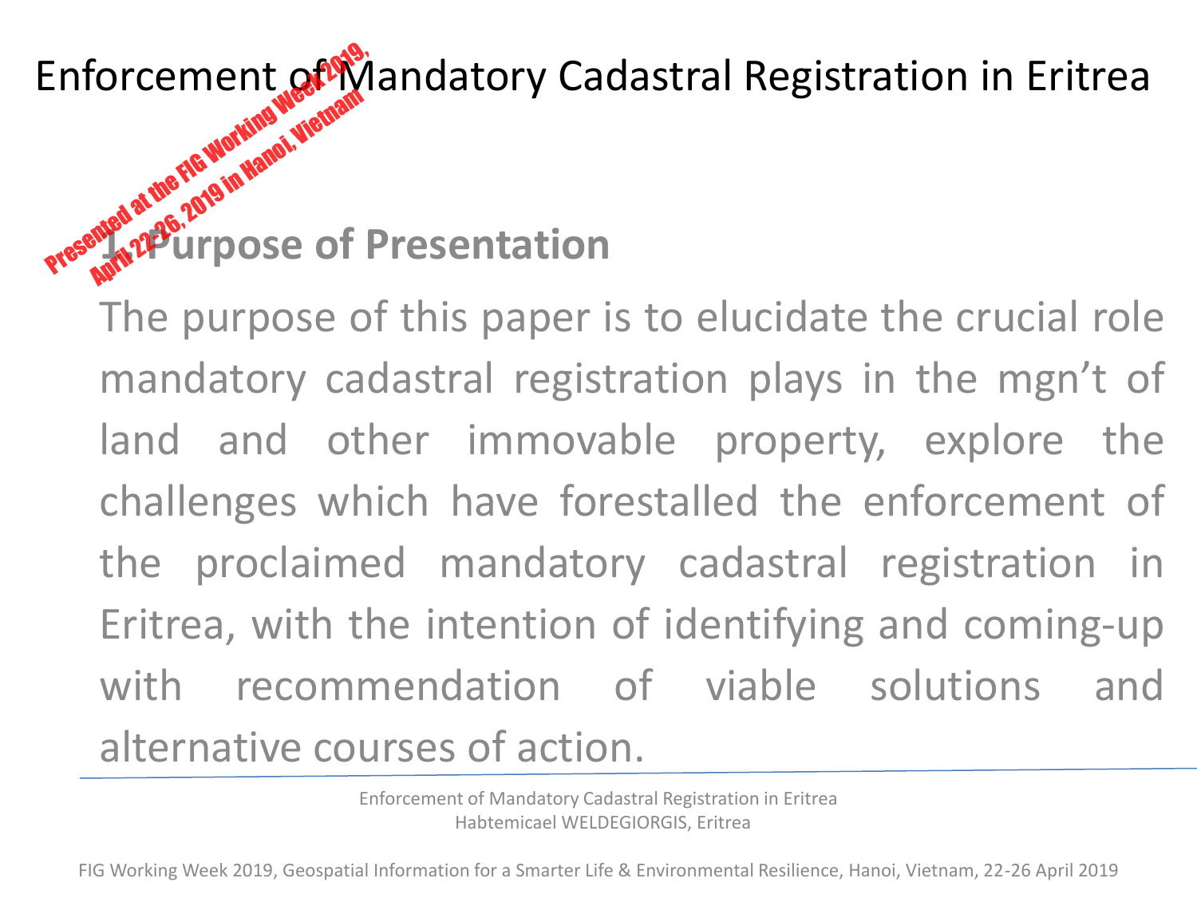# Enforcement of Mandatory Cadastral Registration in Eritrea

Presented at the FIG Working Week 2019, April 22-26, 2019 in Hanoi, Vietnam

## 1. Purpose of Presentation

The purpose of this paper is to elucidate the crucial role mandatory cadastral registration plays in the mgn't of land and other immovable property, explore the challenges which have forestalled the enforcement of the proclaimed mandatory cadastral registration in Eritrea, with the intention of identifying and coming-up with recommendation of viable solutions and alternative courses of action.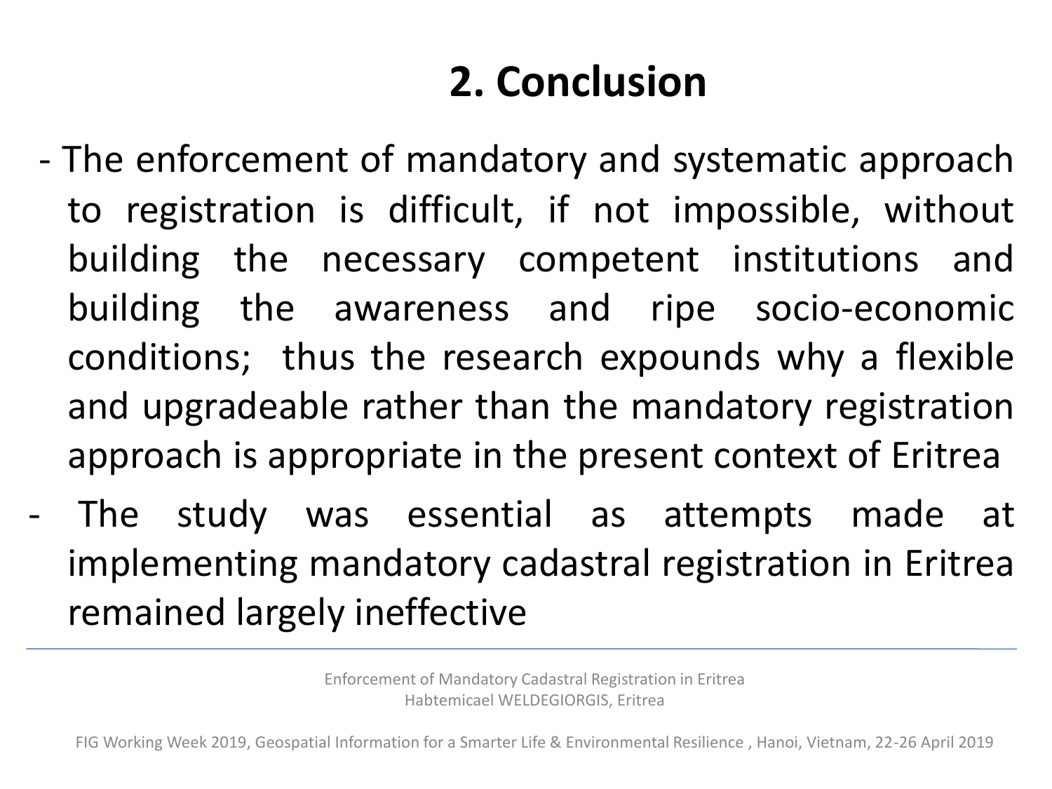## 2. Conclusion

- The enforcement of mandatory and systematic approach to registration is difficult, if not impossible, without building the necessary competent institutions and building the awareness and ripe socio-economic conditions; thus the research expounds why a flexible and upgradeable rather than the mandatory registration approach is appropriate in the present context of Eritrea
- The study was essential as attempts made at implementing mandatory cadastral registration in Eritrea remained largely ineffective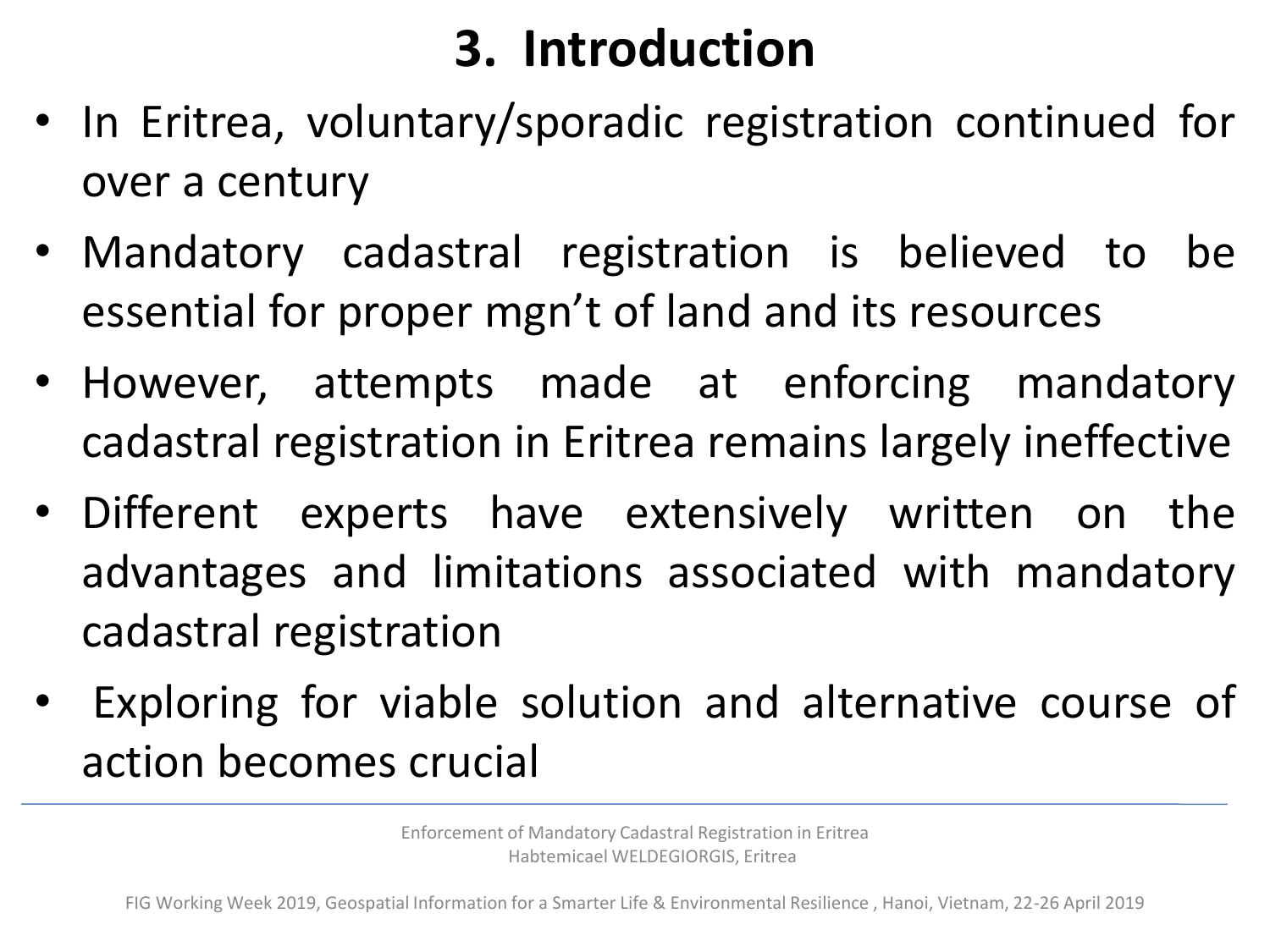# 3. Introduction

- In Eritrea, voluntary/sporadic registration continued for over a century
- Mandatory cadastral registration is believed to be essential for proper mgn't of land and its resources
- However, attempts made at enforcing mandatory cadastral registration in Eritrea remains largely ineffective
- Different experts have extensively written on the advantages and limitations associated with mandatory cadastral registration
- Exploring for viable solution and alternative course of action becomes crucial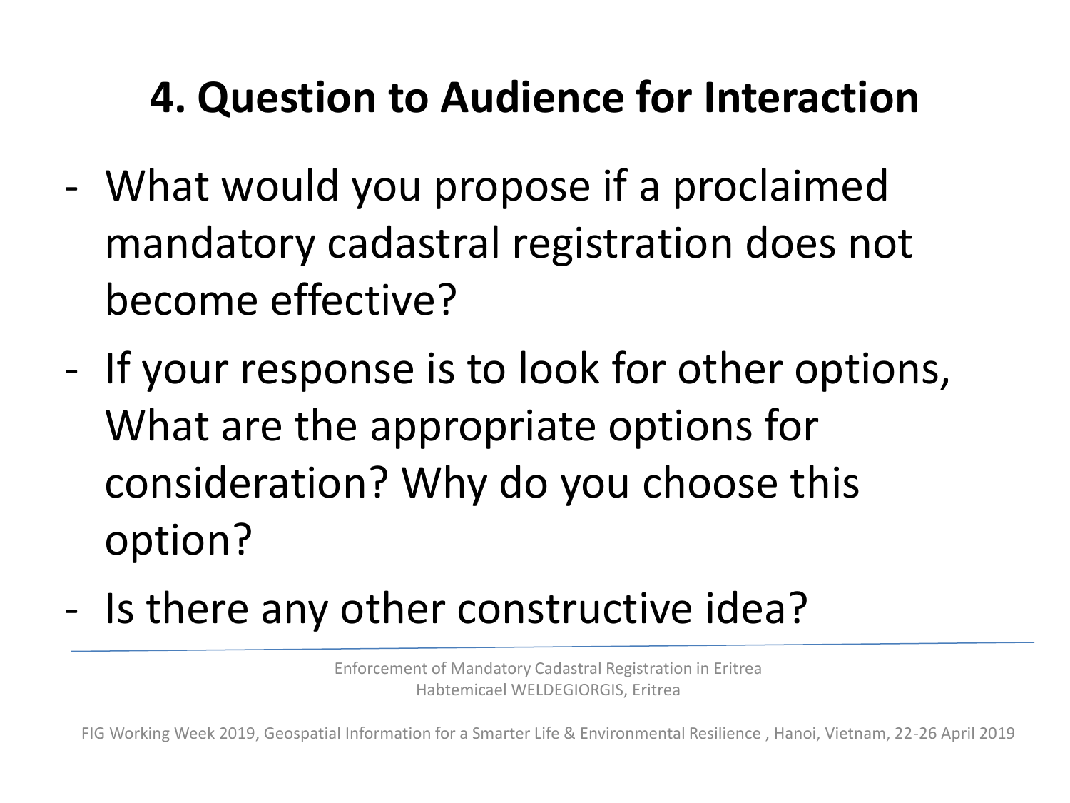# 4. Question to Audience for Interaction

- What would you propose if a proclaimed mandatory cadastral registration does not become effective?
- If your response is to look for other options, What are the appropriate options for consideration? Why do you choose this option?
- Is there any other constructive idea?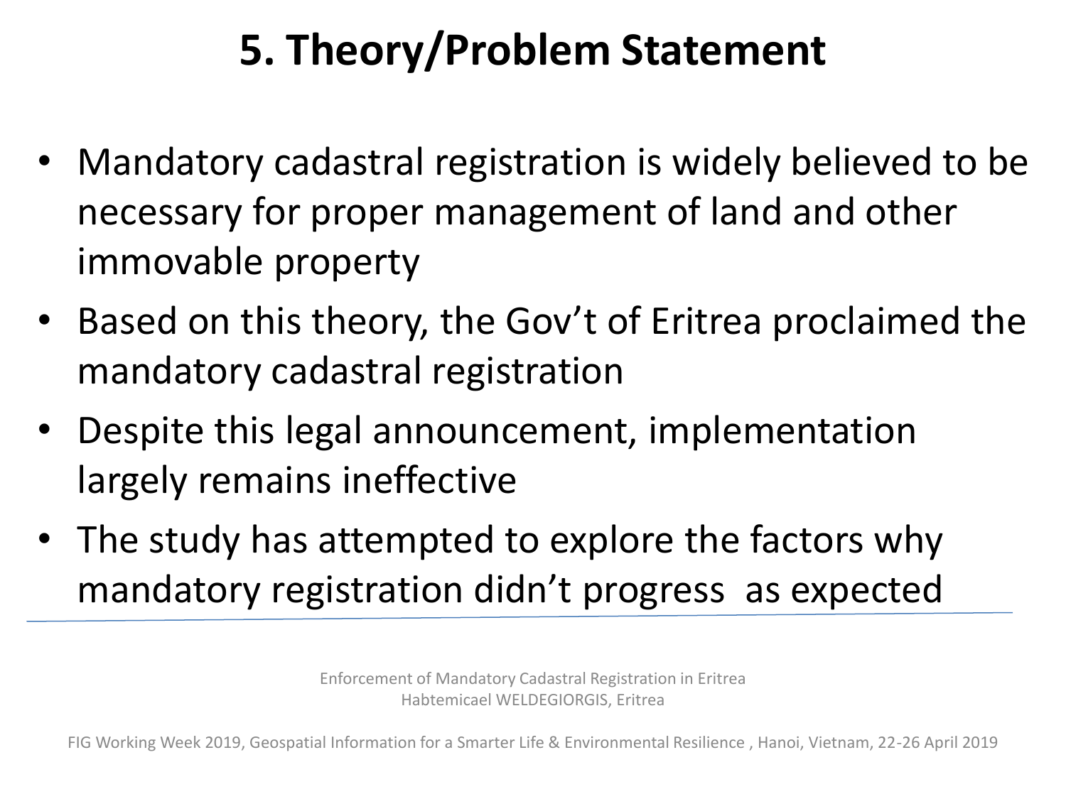# 5. Theory/Problem Statement

- Mandatory cadastral registration is widely believed to be necessary for proper management of land and other immovable property
- Based on this theory, the Gov't of Eritrea proclaimed the mandatory cadastral registration
- Despite this legal announcement, implementation largely remains ineffective
- The study has attempted to explore the factors why mandatory registration didn't progress as expected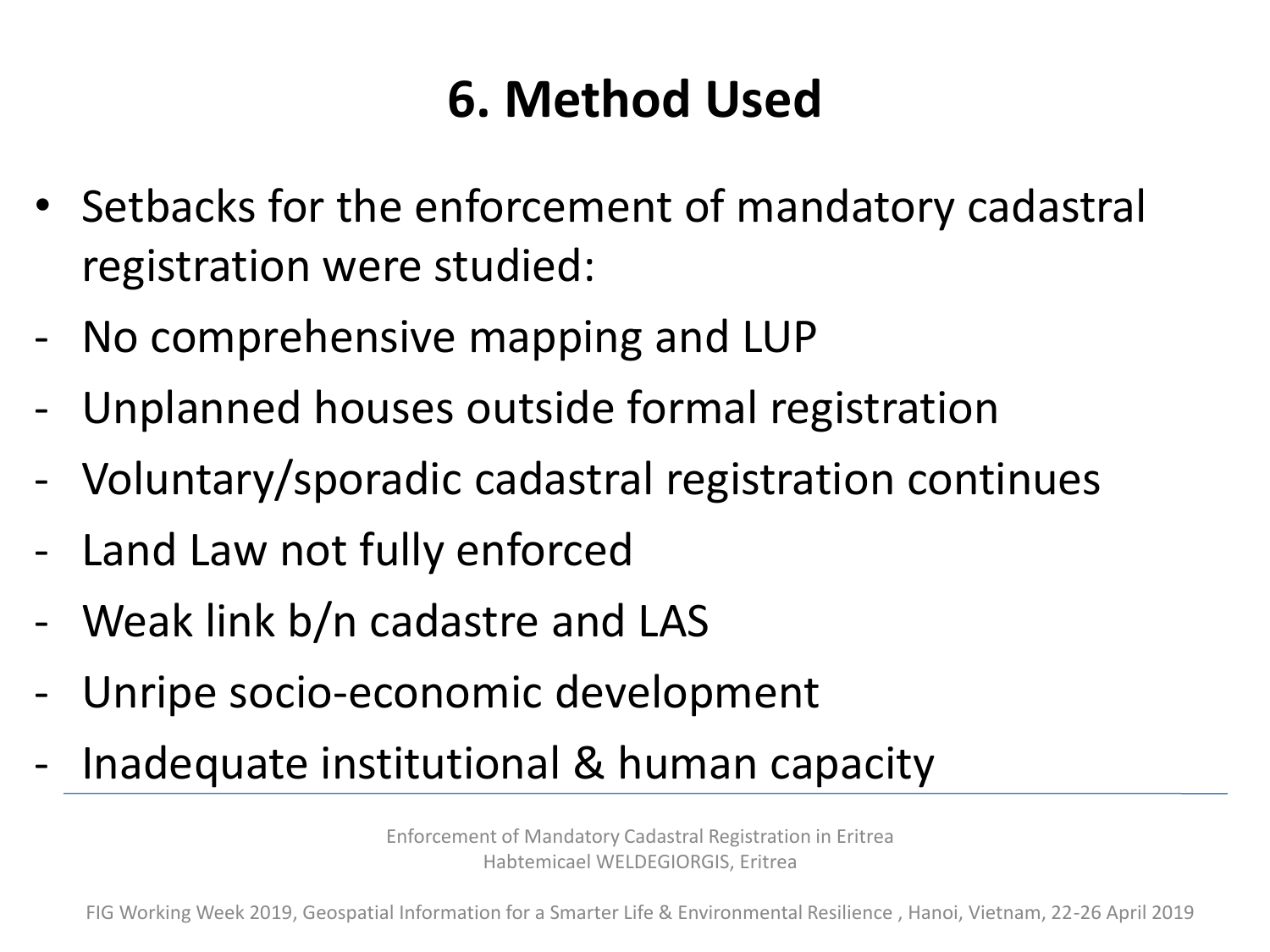# 6. Method Used

- Setbacks for the enforcement of mandatory cadastral registration were studied:
- No comprehensive mapping and LUP
- Unplanned houses outside formal registration
- Voluntary/sporadic cadastral registration continues
- Land Law not fully enforced
- Weak link b/n cadastre and LAS
- Unripe socio-economic development
- Inadequate institutional & human capacity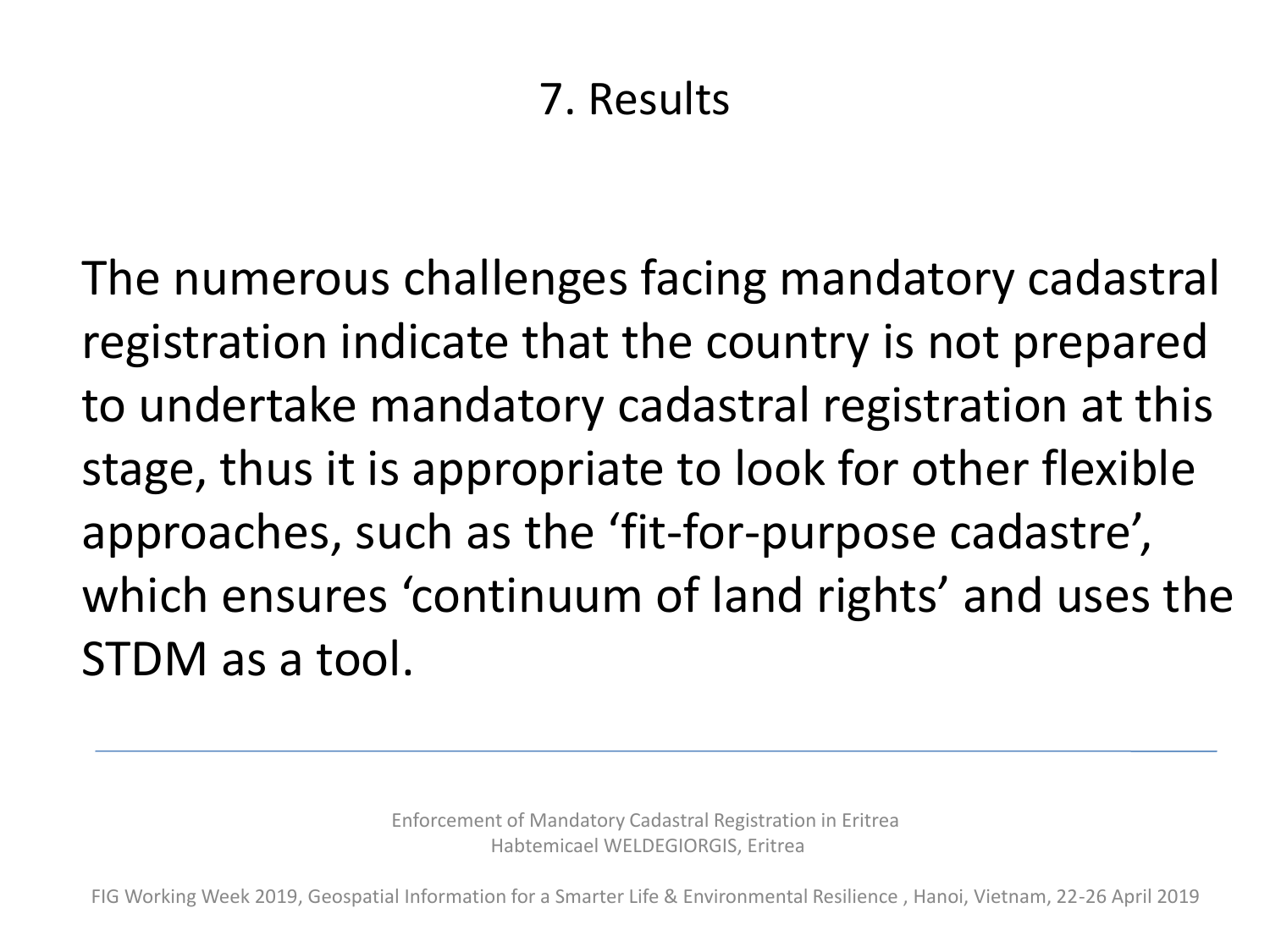# 7. Results

The numerous challenges facing mandatory cadastral registration indicate that the country is not prepared to undertake mandatory cadastral registration at this stage, thus it is appropriate to look for other flexible approaches, such as the ‘fit-for-purpose cadastre’, which ensures ‘continuum of land rights’ and uses the STDM as a tool.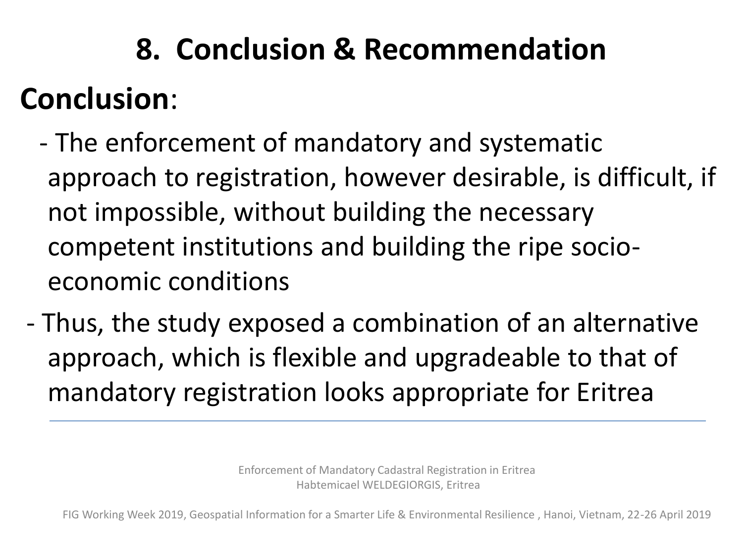# 8. Conclusion & Recommendation

## **Conclusion**:

- The enforcement of mandatory and systematic approach to registration, however desirable, is difficult, if not impossible, without building the necessary competent institutions and building the ripe socio-economic conditions
- Thus, the study exposed a combination of an alternative approach, which is flexible and upgradeable to that of mandatory registration looks appropriate for Eritrea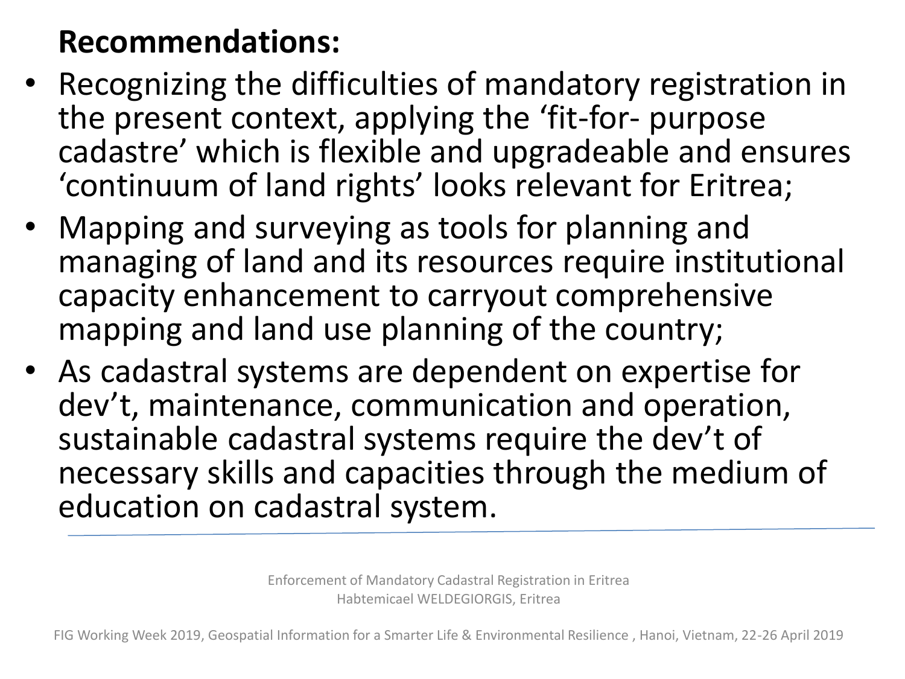## Recommendations:

- Recognizing the difficulties of mandatory registration in the present context, applying the 'fit-for- purpose cadastre' which is flexible and upgradeable and ensures 'continuum of land rights' looks relevant for Eritrea;
- Mapping and surveying as tools for planning and managing of land and its resources require institutional capacity enhancement to carryout comprehensive mapping and land use planning of the country;
- As cadastral systems are dependent on expertise for dev't, maintenance, communication and operation, sustainable cadastral systems require the dev't of necessary skills and capacities through the medium of education on cadastral system.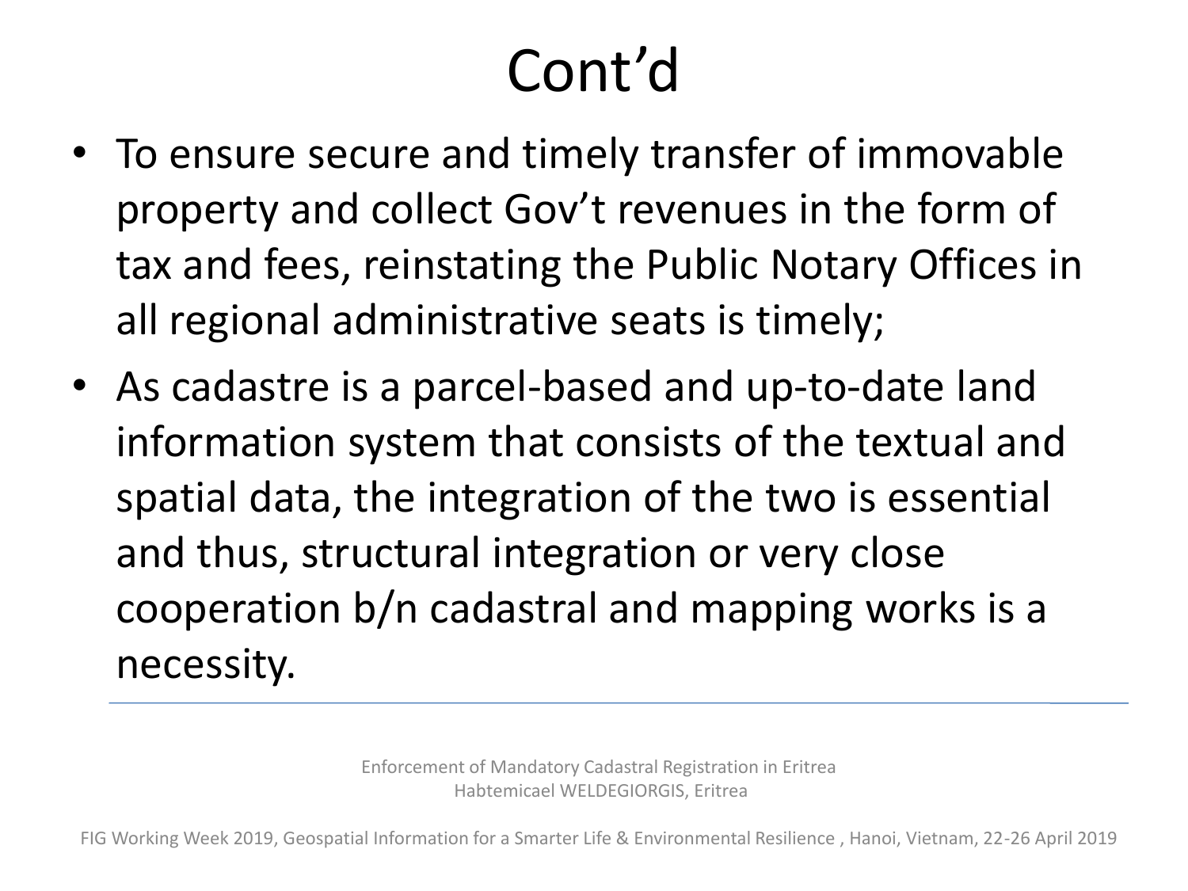# Cont'd

- To ensure secure and timely transfer of immovable property and collect Gov't revenues in the form of tax and fees, reinstating the Public Notary Offices in all regional administrative seats is timely;
- As cadastre is a parcel-based and up-to-date land information system that consists of the textual and spatial data, the integration of the two is essential and thus, structural integration or very close cooperation b/n cadastral and mapping works is a necessity.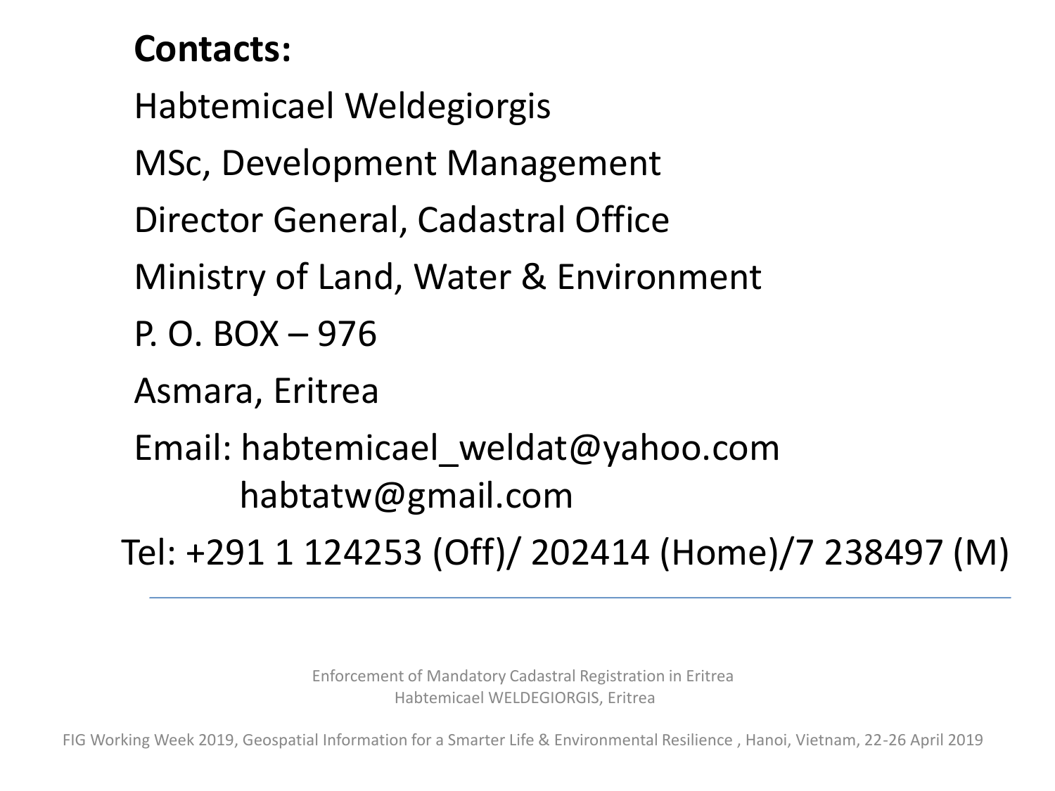**Contacts:**

Habtemicael Weldegiorgis

MSc, Development Management

Director General, Cadastral Office

Ministry of Land, Water & Environment

P. O. BOX – 976

Asmara, Eritrea

Email: habtemicael_weldat@yahoo.com
habtatw@gmail.com

Tel: +291 1 124253 (Off)/ 202414 (Home)/7 238497 (M)